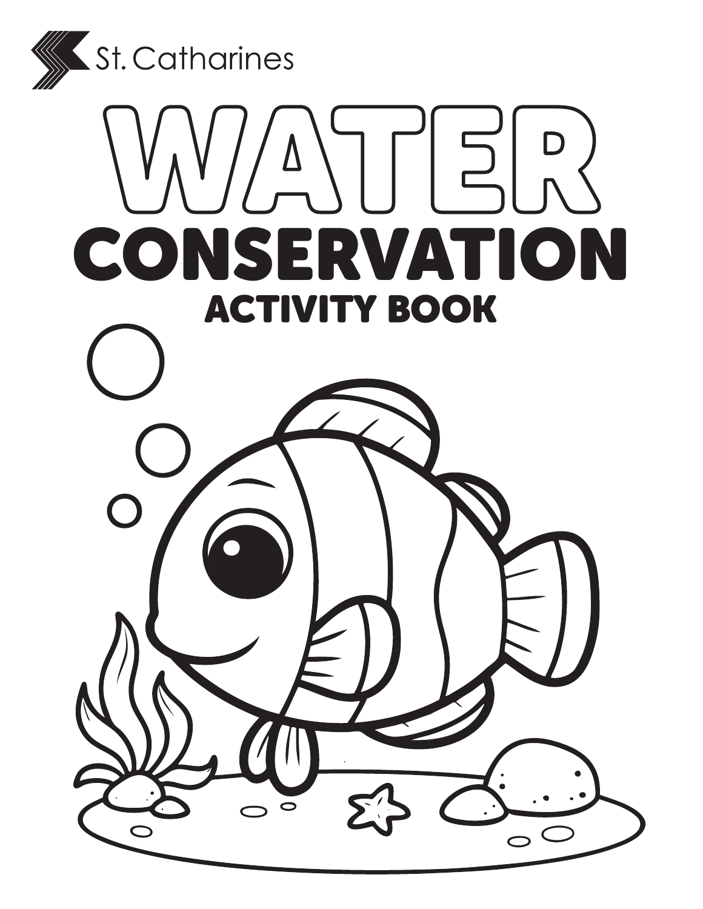St. Catharines

# WATER CONSERVATION

## ACTIVITY BOOK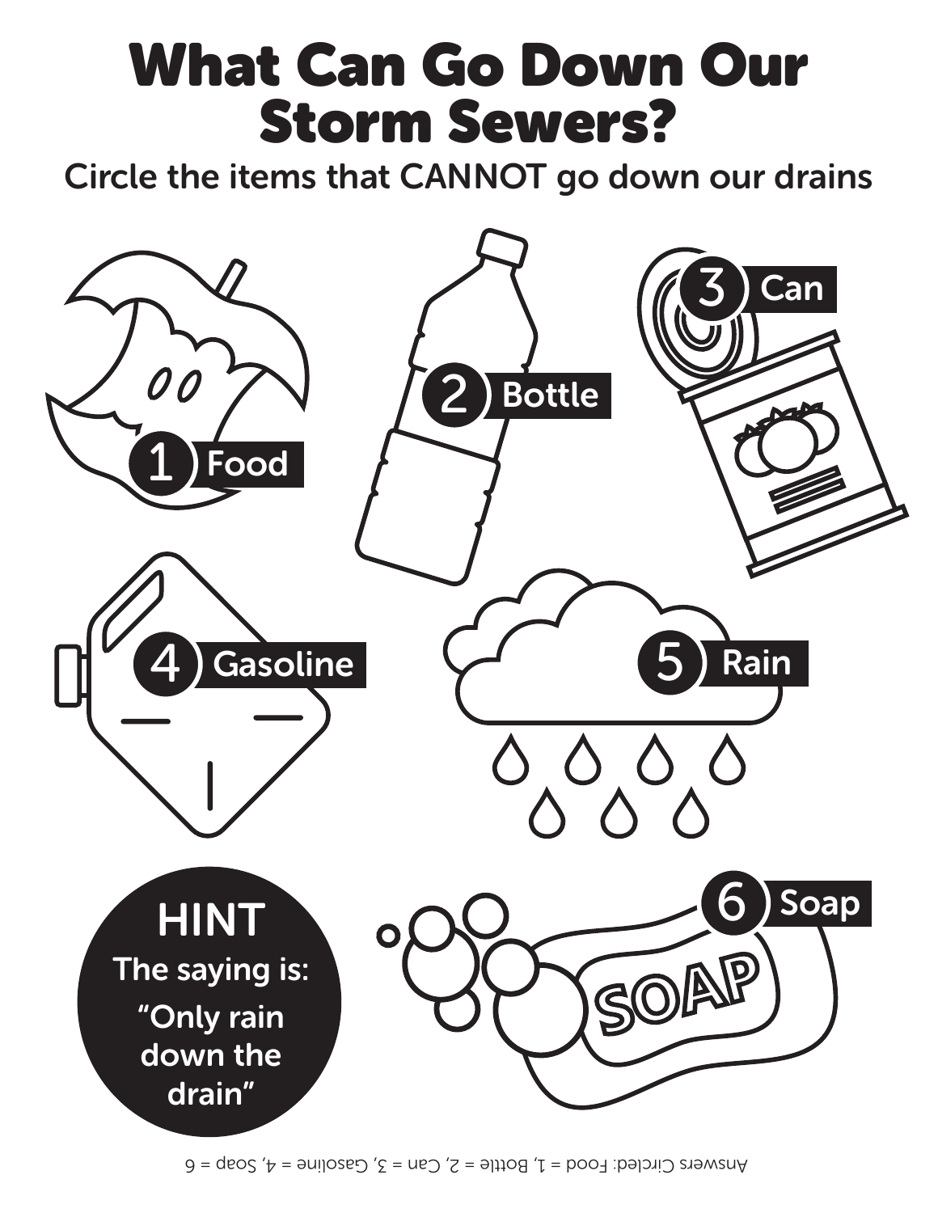# What Can Go Down Our Storm Sewers?

## Circle the items that CANNOT go down our drains

1 Food

2 Bottle

3 Can

4 Gasoline

5 Rain

6 Soap

**HINT**

**The saying is:**

**"Only rain down the drain"**

Answers Circled: Food = 1, Bottle = 2, Can = 3, Gasoline = 4, Soap = 6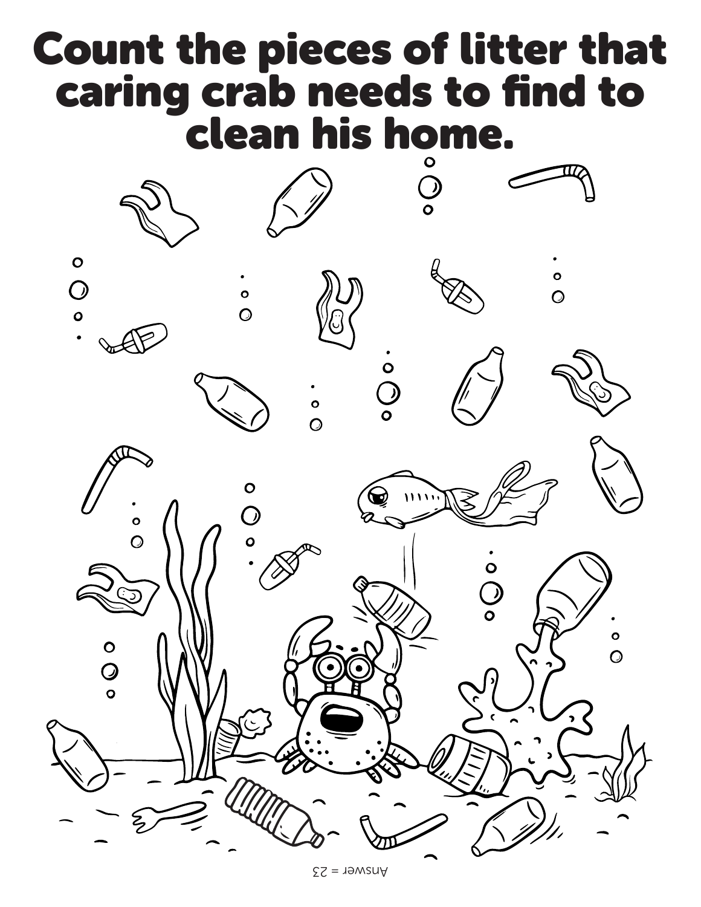# Count the pieces of litter that caring crab needs to find to clean his home.

Answer = 23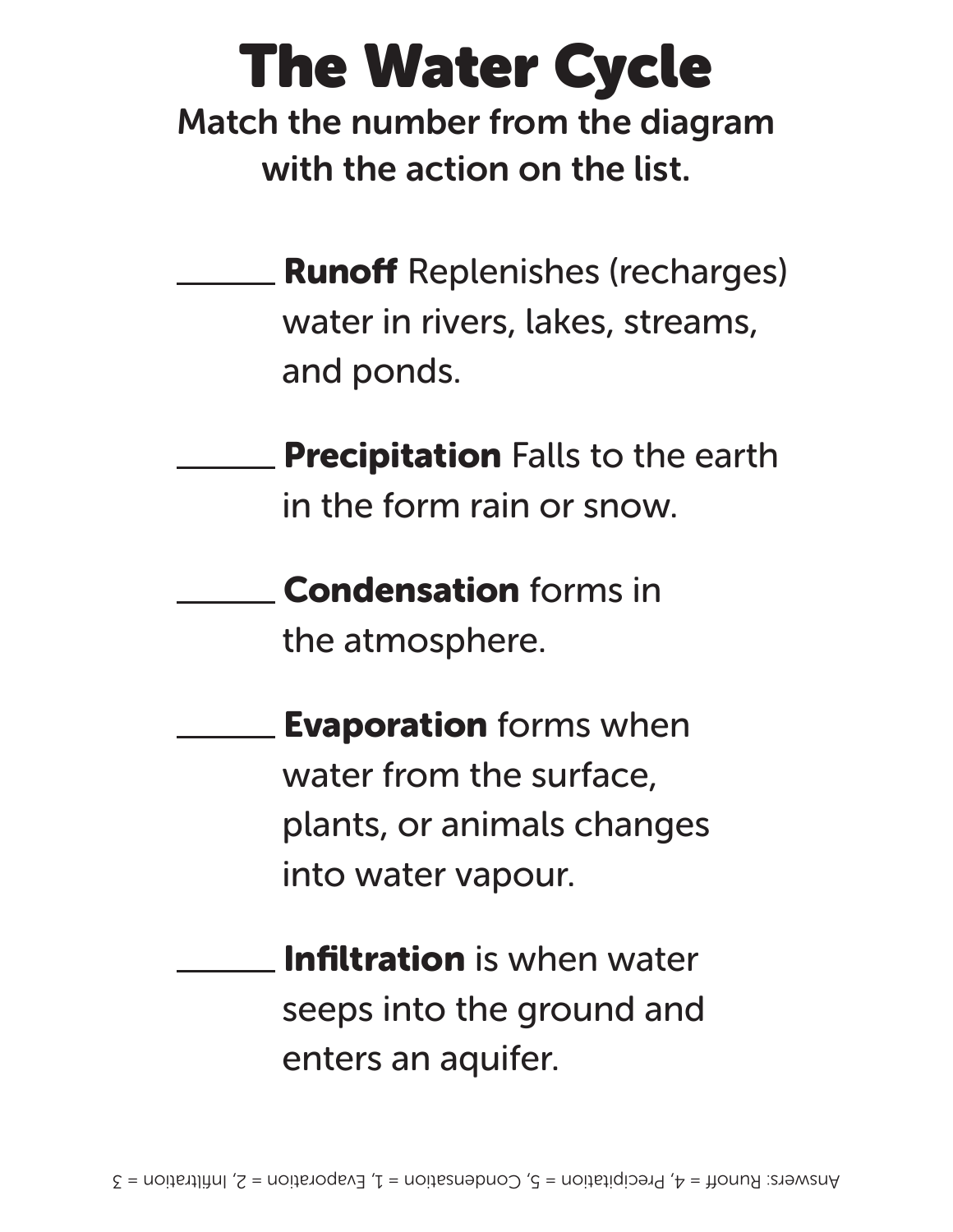# The Water Cycle

**Match the number from the diagram with the action on the list.**

______ **Runoff** Replenishes (recharges) water in rivers, lakes, streams, and ponds.

______ **Precipitation** Falls to the earth in the form rain or snow.

______ **Condensation** forms in the atmosphere.

______ **Evaporation** forms when water from the surface, plants, or animals changes into water vapour.

______ **Infiltration** is when water seeps into the ground and enters an aquifer.

Answers: Runoff = 4, Precipitation = 5, Condensation = 1, Evaporation = 2, Infiltration = 3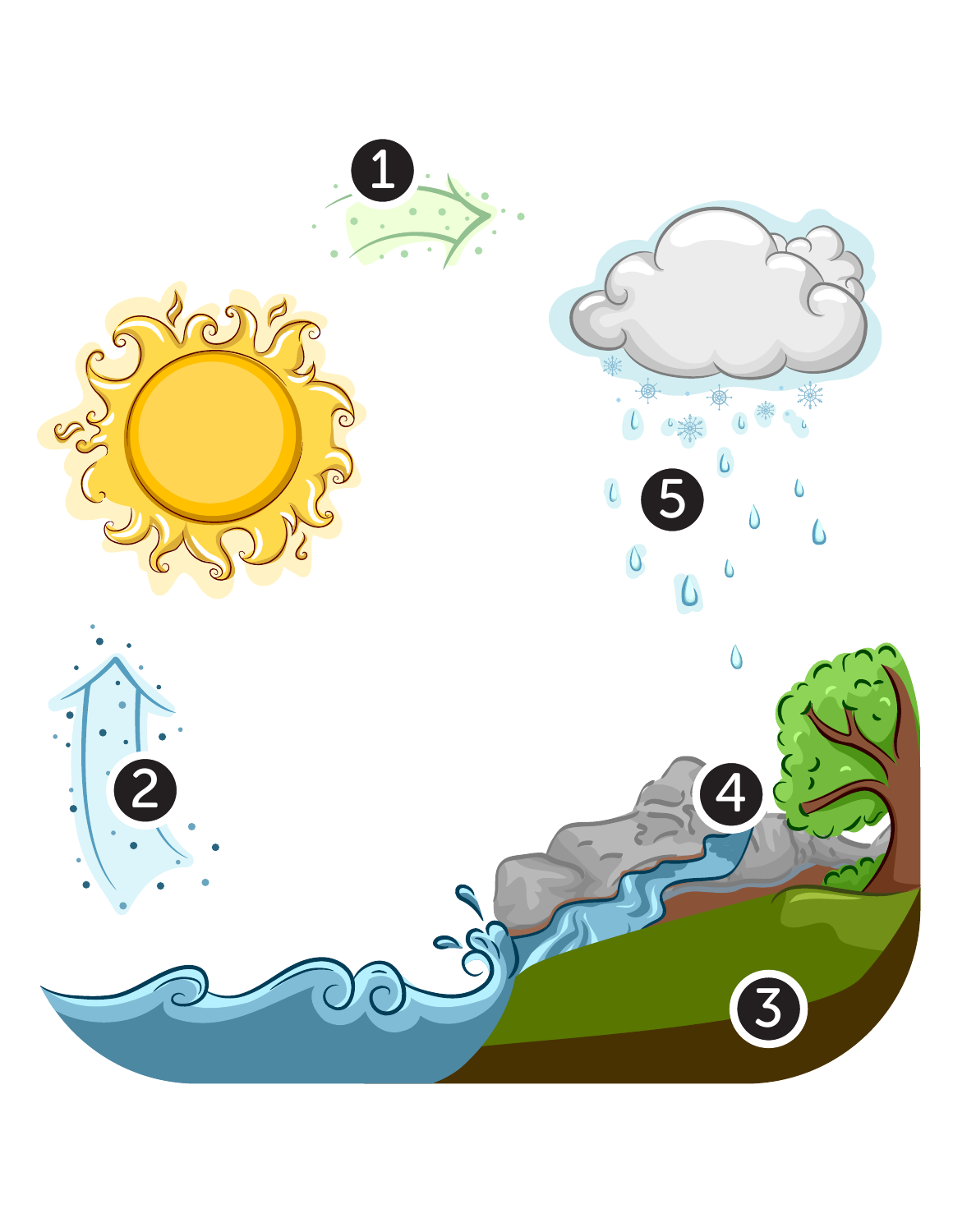1

2

3

4

5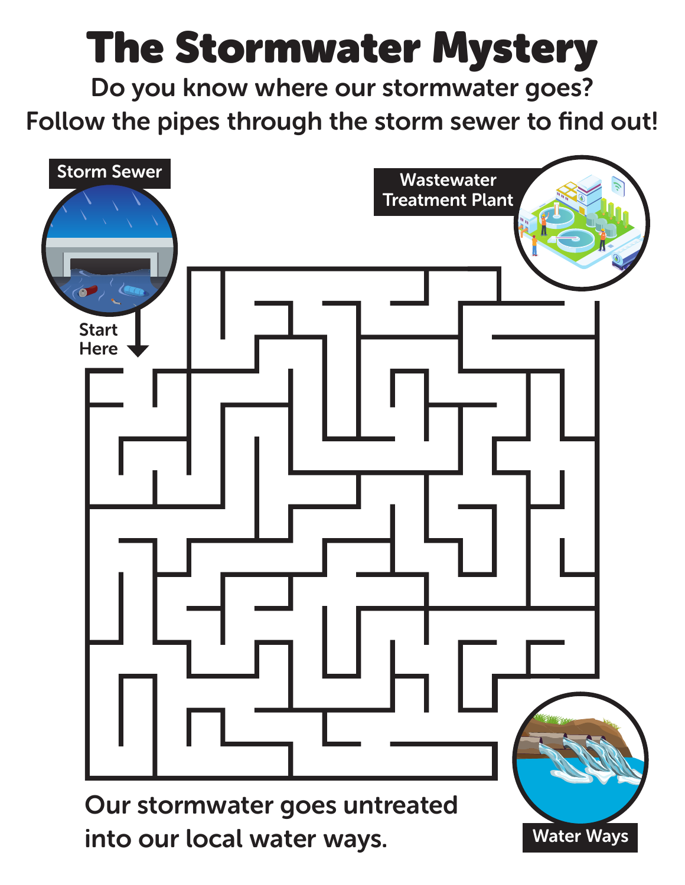# The Stormwater Mystery

Do you know where our stormwater goes?
Follow the pipes through the storm sewer to find out!

Storm Sewer

Start Here

Wastewater Treatment Plant

Water Ways

Our stormwater goes untreated into our local water ways.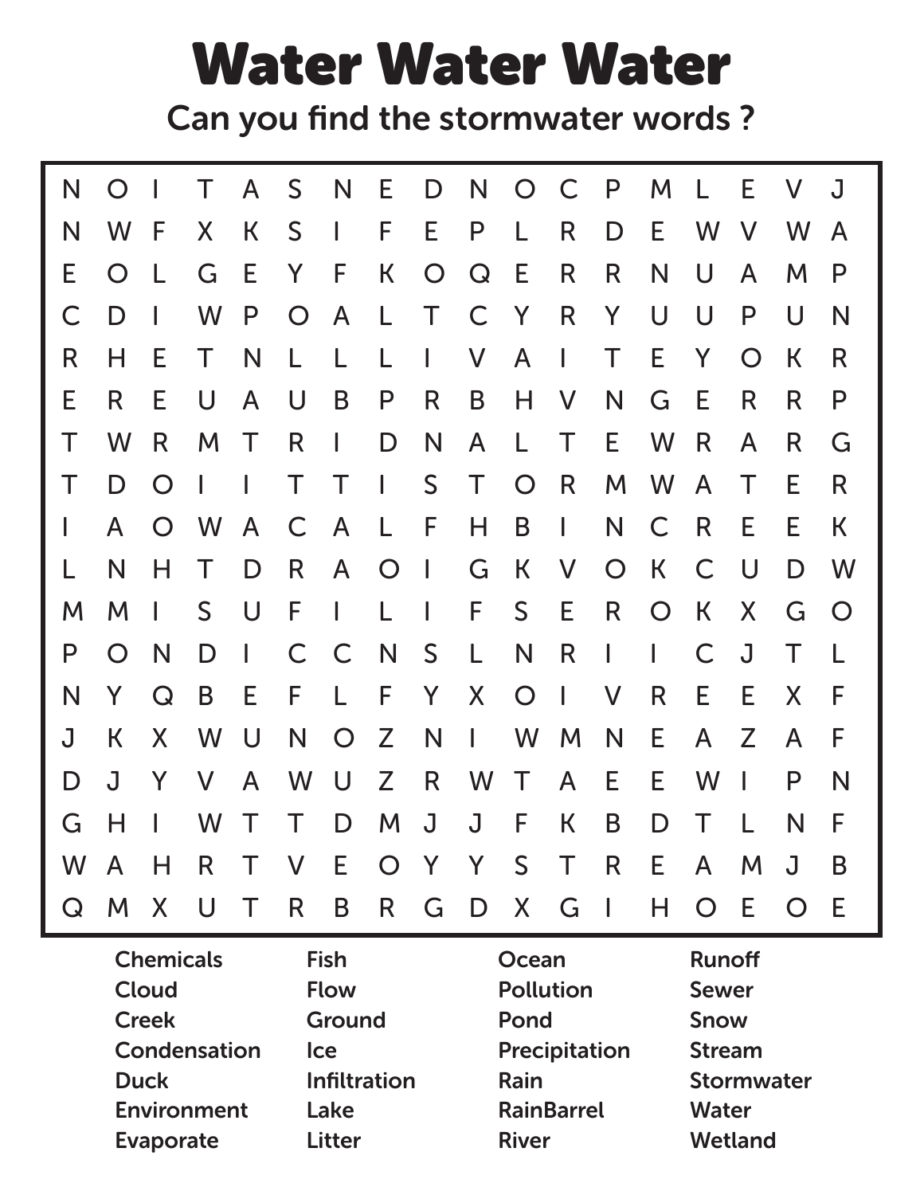# Water Water Water

## Can you find the stormwater words ?

```
N O I T A S N E D N O C P M L E V J
N W F X K S I F E P L R D E W V W A
E O L G E Y F K O Q E R R N U A M P
C D I W P O A L T C Y R Y U U P U N
R H E T N L L L I V A I T E Y O K R
E R E U A U B P R B H V N G E R R P
T W R M T R I D N A L T E W R A R G
T D O I I T T I S T O R M W A T E R
I A O W A C A L F H B I N C R E E K
L N H T D R A O I G K V O K C U D W
M M I S U F I L I F S E R O K X G O
P O N D I C C N S L N R I I C J T L
N Y Q B E F L F Y X O I V R E E X F
J K X W U N O Z N I W M N E A Z A F
D J Y V A W U Z R W T A E E W I P N
G H I W T T D M J J F K B D T L N F
W A H R T V E O Y Y S T R E A M J B
Q M X U T R B R G D X G I H O E O E
```

| | | | |
|---|---|---|---|
| Chemicals | Fish | Ocean | Runoff |
| Cloud | Flow | Pollution | Sewer |
| Creek | Ground | Pond | Snow |
| Condensation | Ice | Precipitation | Stream |
| Duck | Infiltration | Rain | Stormwater |
| Environment | Lake | RainBarrel | Water |
| Evaporate | Litter | River | Wetland |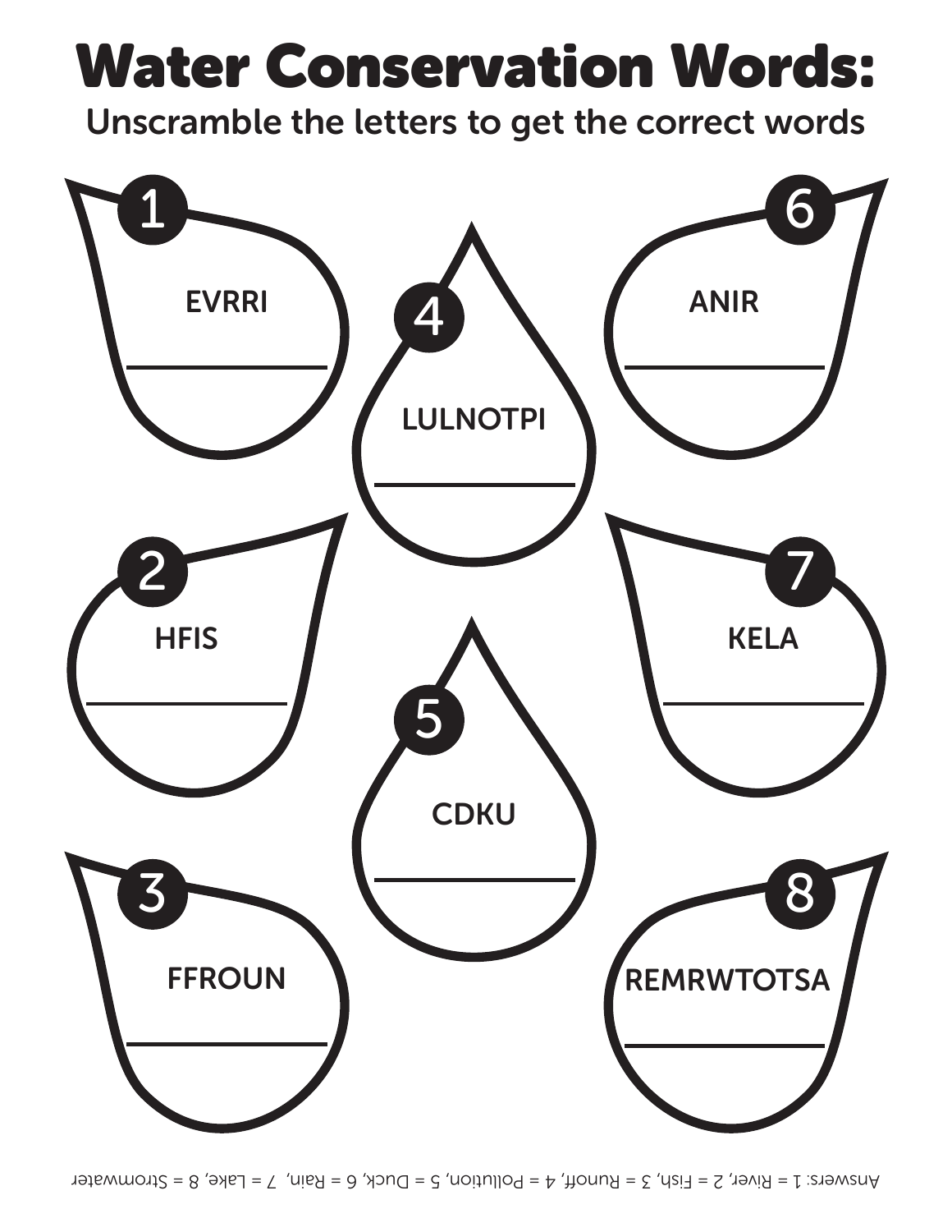# Water Conservation Words:

## Unscramble the letters to get the correct words

1. EVRRI ________

2. HFIS ________

3. FFROUN ________

4. LULNOTPI ________

5. CDKU ________

6. ANIR ________

7. KELA ________

8. REMRWTOTSA ________

Answers: 1 = River, 2 = Fish, 3 = Runoff, 4 = Pollution, 5 = Duck, 6 = Rain, 7 = Lake, 8 = Stromwater